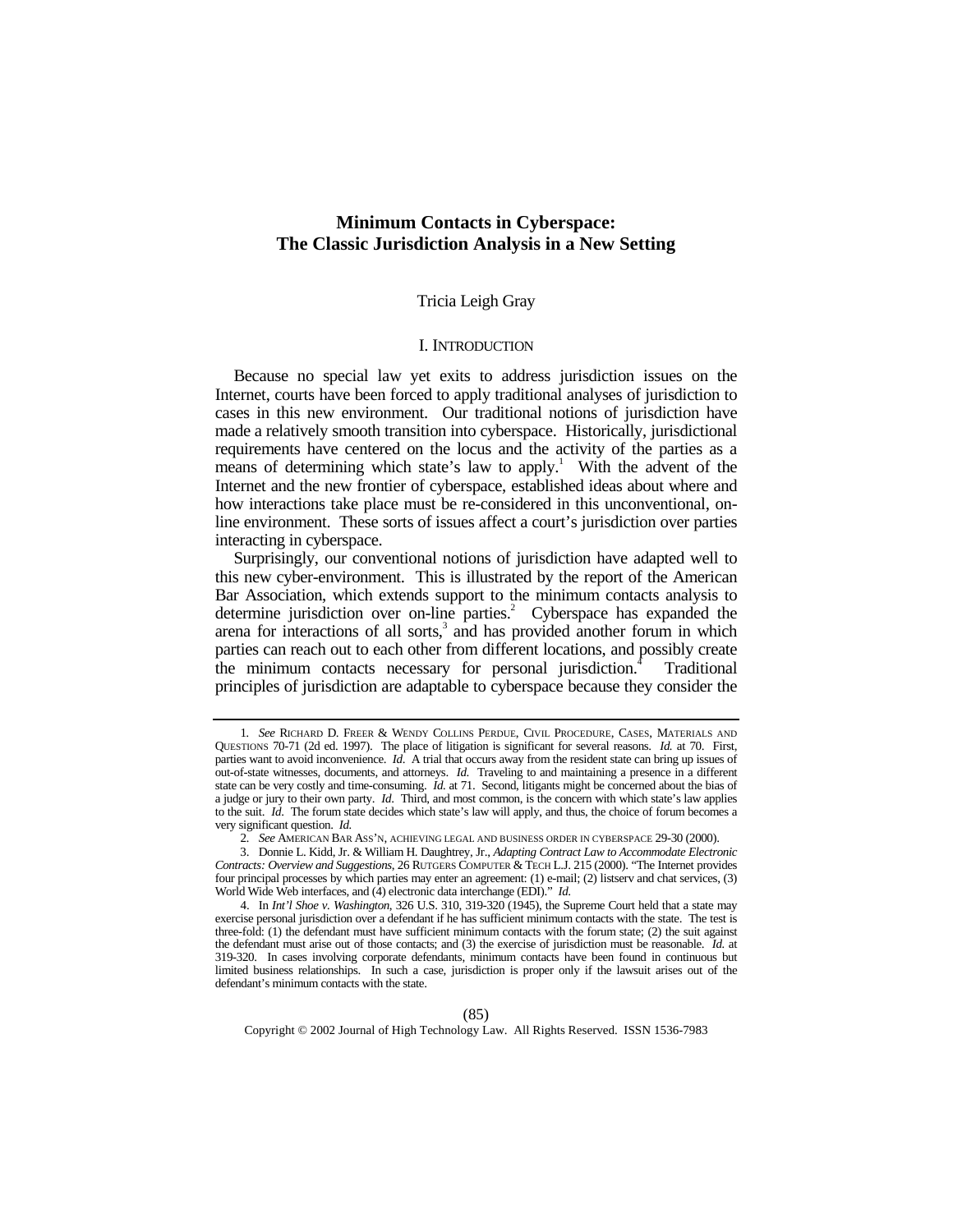# Minimum Contacts in Cyberspace: The Classic Jurisdiction Analysis in a New Setting

Tricia Leigh Gray

## I. INTRODUCTION

Because no special law yet exits to address jurisdiction issues on the Internet, courts have been forced to apply traditional analyses of jurisdiction to cases in this new environment. Our traditional notions of jurisdiction have made a relatively smooth transition into cyberspace. Historically, jurisdictional requirements have centered on the locus and the activity of the parties as a means of determining which state's law to apply.[1] With the advent of the Internet and the new frontier of cyberspace, established ideas about where and how interactions take place must be re-considered in this unconventional, on-line environment. These sorts of issues affect a court's jurisdiction over parties interacting in cyberspace.

Surprisingly, our conventional notions of jurisdiction have adapted well to this new cyber-environment. This is illustrated by the report of the American Bar Association, which extends support to the minimum contacts analysis to determine jurisdiction over on-line parties.[2] Cyberspace has expanded the arena for interactions of all sorts,[3] and has provided another forum in which parties can reach out to each other from different locations, and possibly create the minimum contacts necessary for personal jurisdiction.[4] Traditional principles of jurisdiction are adaptable to cyberspace because they consider the

---

1. *See* RICHARD D. FREER & WENDY COLLINS PERDUE, CIVIL PROCEDURE, CASES, MATERIALS AND QUESTIONS 70-71 (2d ed. 1997). The place of litigation is significant for several reasons. *Id.* at 70. First, parties want to avoid inconvenience. *Id*. A trial that occurs away from the resident state can bring up issues of out-of-state witnesses, documents, and attorneys. *Id.* Traveling to and maintaining a presence in a different state can be very costly and time-consuming. *Id.* at 71. Second, litigants might be concerned about the bias of a judge or jury to their own party. *Id*. Third, and most common, is the concern with which state's law applies to the suit. *Id*. The forum state decides which state's law will apply, and thus, the choice of forum becomes a very significant question. *Id.*

2. *See* AMERICAN BAR ASS'N, ACHIEVING LEGAL AND BUSINESS ORDER IN CYBERSPACE 29-30 (2000).

3. Donnie L. Kidd, Jr. & William H. Daughtrey, Jr., *Adapting Contract Law to Accommodate Electronic Contracts: Overview and Suggestions*, 26 RUTGERS COMPUTER & TECH L.J. 215 (2000). "The Internet provides four principal processes by which parties may enter an agreement: (1) e-mail; (2) listserv and chat services, (3) World Wide Web interfaces, and (4) electronic data interchange (EDI)." *Id.*

4. In *Int'l Shoe v. Washington*, 326 U.S. 310, 319-320 (1945), the Supreme Court held that a state may exercise personal jurisdiction over a defendant if he has sufficient minimum contacts with the state. The test is three-fold: (1) the defendant must have sufficient minimum contacts with the forum state; (2) the suit against the defendant must arise out of those contacts; and (3) the exercise of jurisdiction must be reasonable. *Id.* at 319-320. In cases involving corporate defendants, minimum contacts have been found in continuous but limited business relationships. In such a case, jurisdiction is proper only if the lawsuit arises out of the defendant's minimum contacts with the state.

Copyright © 2002 Journal of High Technology Law. All Rights Reserved. ISSN 1536-7983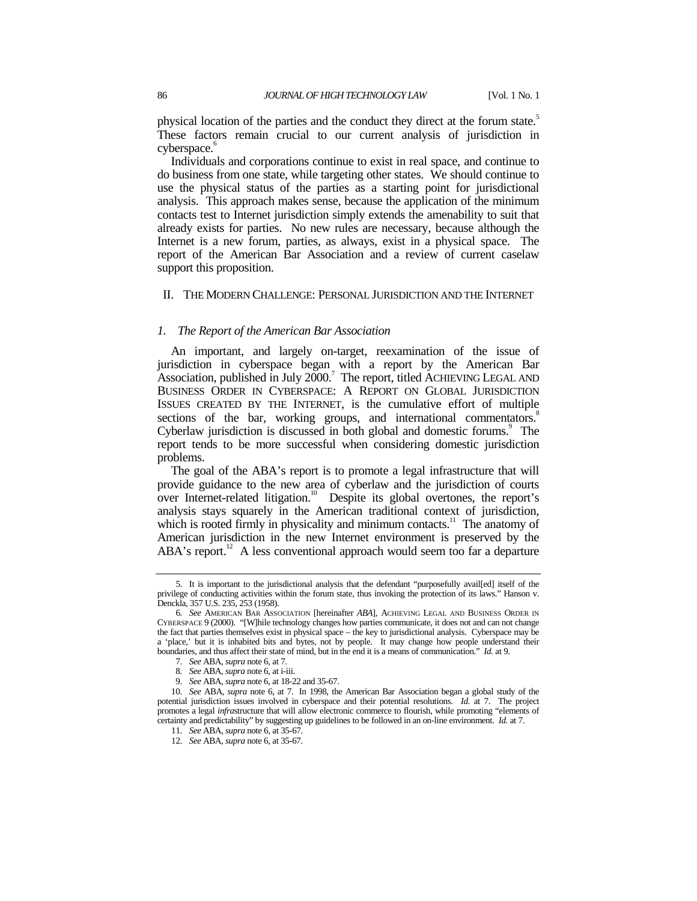physical location of the parties and the conduct they direct at the forum state.[5] These factors remain crucial to our current analysis of jurisdiction in cyberspace.[6]

Individuals and corporations continue to exist in real space, and continue to do business from one state, while targeting other states. We should continue to use the physical status of the parties as a starting point for jurisdictional analysis. This approach makes sense, because the application of the minimum contacts test to Internet jurisdiction simply extends the amenability to suit that already exists for parties. No new rules are necessary, because although the Internet is a new forum, parties, as always, exist in a physical space. The report of the American Bar Association and a review of current caselaw support this proposition.

## II. THE MODERN CHALLENGE: PERSONAL JURISDICTION AND THE INTERNET

### *1. The Report of the American Bar Association*

An important, and largely on-target, reexamination of the issue of jurisdiction in cyberspace began with a report by the American Bar Association, published in July 2000.[7] The report, titled ACHIEVING LEGAL AND BUSINESS ORDER IN CYBERSPACE: A REPORT ON GLOBAL JURISDICTION ISSUES CREATED BY THE INTERNET, is the cumulative effort of multiple sections of the bar, working groups, and international commentators.[8] Cyberlaw jurisdiction is discussed in both global and domestic forums.[9] The report tends to be more successful when considering domestic jurisdiction problems.

The goal of the ABA's report is to promote a legal infrastructure that will provide guidance to the new area of cyberlaw and the jurisdiction of courts over Internet-related litigation.[10] Despite its global overtones, the report's analysis stays squarely in the American traditional context of jurisdiction, which is rooted firmly in physicality and minimum contacts.[11] The anatomy of American jurisdiction in the new Internet environment is preserved by the ABA's report.[12] A less conventional approach would seem too far a departure

---

5. It is important to the jurisdictional analysis that the defendant "purposefully avail[ed] itself of the privilege of conducting activities within the forum state, thus invoking the protection of its laws." Hanson v. Denckla, 357 U.S. 235, 253 (1958).

6. *See* AMERICAN BAR ASSOCIATION [hereinafter *ABA*], ACHIEVING LEGAL AND BUSINESS ORDER IN CYBERSPACE 9 (2000). "[W]hile technology changes how parties communicate, it does not and can not change the fact that parties themselves exist in physical space – the key to jurisdictional analysis. Cyberspace may be a 'place,' but it is inhabited bits and bytes, not by people. It may change how people understand their boundaries, and thus affect their state of mind, but in the end it is a means of communication." *Id.* at 9.

7. *See* ABA, *supra* note 6, at 7.

8. *See* ABA, *supra* note 6, at i-iii.

9. *See* ABA, *supra* note 6, at 18-22 and 35-67.

10. *See* ABA, *supra* note 6, at 7. In 1998, the American Bar Association began a global study of the potential jurisdiction issues involved in cyberspace and their potential resolutions. *Id.* at 7. The project promotes a legal *infra*structure that will allow electronic commerce to flourish, while promoting "elements of certainty and predictability" by suggesting up guidelines to be followed in an on-line environment. *Id.* at 7.

11. *See* ABA, *supra* note 6, at 35-67.

12. *See* ABA, *supra* note 6, at 35-67.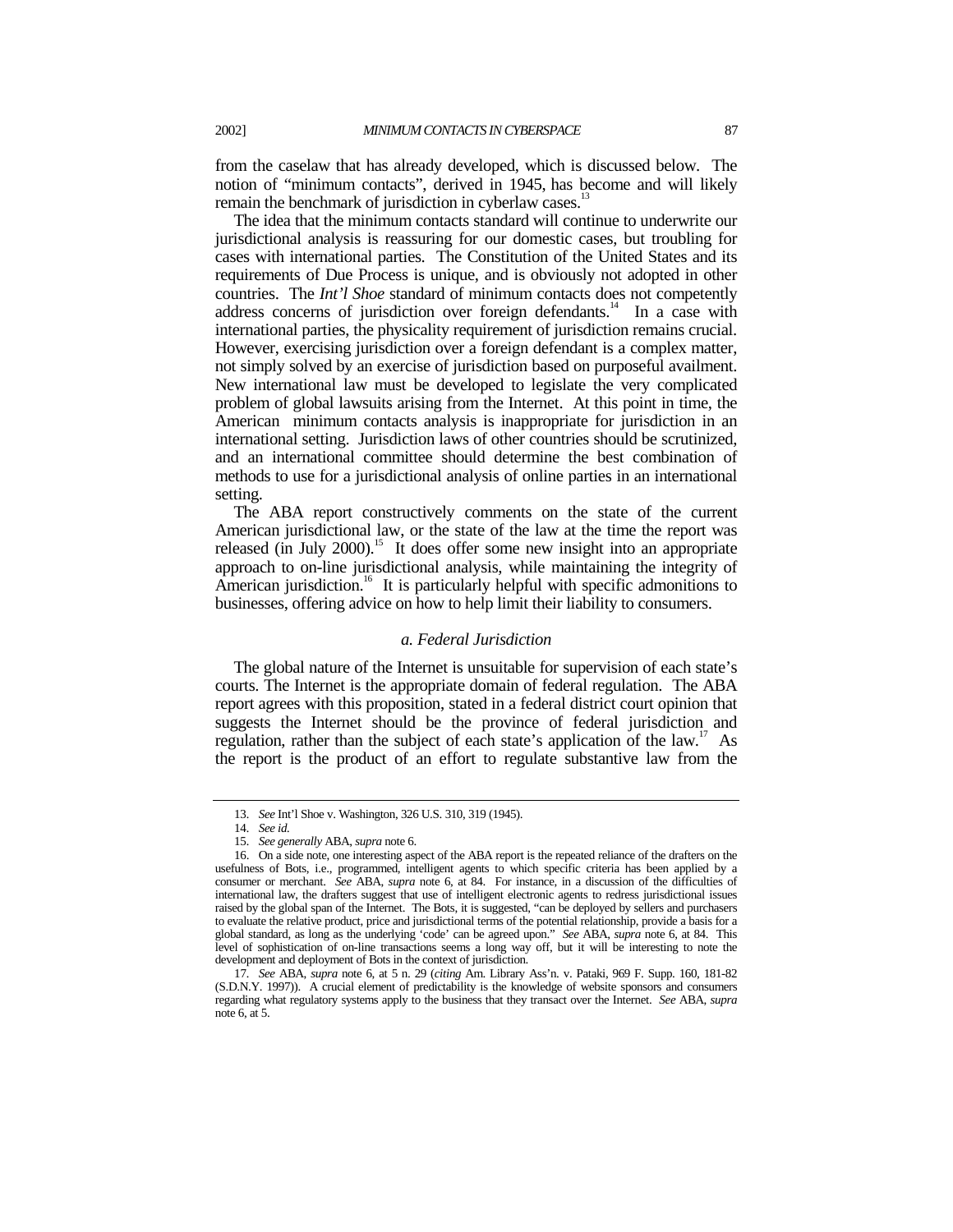from the caselaw that has already developed, which is discussed below. The notion of "minimum contacts", derived in 1945, has become and will likely remain the benchmark of jurisdiction in cyberlaw cases.[13]

The idea that the minimum contacts standard will continue to underwrite our jurisdictional analysis is reassuring for our domestic cases, but troubling for cases with international parties. The Constitution of the United States and its requirements of Due Process is unique, and is obviously not adopted in other countries. The *Int'l Shoe* standard of minimum contacts does not competently address concerns of jurisdiction over foreign defendants.[14] In a case with international parties, the physicality requirement of jurisdiction remains crucial. However, exercising jurisdiction over a foreign defendant is a complex matter, not simply solved by an exercise of jurisdiction based on purposeful availment. New international law must be developed to legislate the very complicated problem of global lawsuits arising from the Internet. At this point in time, the American minimum contacts analysis is inappropriate for jurisdiction in an international setting. Jurisdiction laws of other countries should be scrutinized, and an international committee should determine the best combination of methods to use for a jurisdictional analysis of online parties in an international setting.

The ABA report constructively comments on the state of the current American jurisdictional law, or the state of the law at the time the report was released (in July 2000).[15] It does offer some new insight into an appropriate approach to on-line jurisdictional analysis, while maintaining the integrity of American jurisdiction.[16] It is particularly helpful with specific admonitions to businesses, offering advice on how to help limit their liability to consumers.

### *a. Federal Jurisdiction*

The global nature of the Internet is unsuitable for supervision of each state's courts. The Internet is the appropriate domain of federal regulation. The ABA report agrees with this proposition, stated in a federal district court opinion that suggests the Internet should be the province of federal jurisdiction and regulation, rather than the subject of each state's application of the law.[17] As the report is the product of an effort to regulate substantive law from the

---

13. *See* Int'l Shoe v. Washington, 326 U.S. 310, 319 (1945).

14. *See id.*

15. *See generally* ABA, *supra* note 6.

16. On a side note, one interesting aspect of the ABA report is the repeated reliance of the drafters on the usefulness of Bots, i.e., programmed, intelligent agents to which specific criteria has been applied by a consumer or merchant. *See* ABA, *supra* note 6, at 84. For instance, in a discussion of the difficulties of international law, the drafters suggest that use of intelligent electronic agents to redress jurisdictional issues raised by the global span of the Internet. The Bots, it is suggested, "can be deployed by sellers and purchasers to evaluate the relative product, price and jurisdictional terms of the potential relationship, provide a basis for a global standard, as long as the underlying 'code' can be agreed upon." *See* ABA, *supra* note 6, at 84. This level of sophistication of on-line transactions seems a long way off, but it will be interesting to note the development and deployment of Bots in the context of jurisdiction.

17. *See* ABA, *supra* note 6, at 5 n. 29 (*citing* Am. Library Ass'n. v. Pataki, 969 F. Supp. 160, 181-82 (S.D.N.Y. 1997)). A crucial element of predictability is the knowledge of website sponsors and consumers regarding what regulatory systems apply to the business that they transact over the Internet. *See* ABA, *supra* note 6, at 5.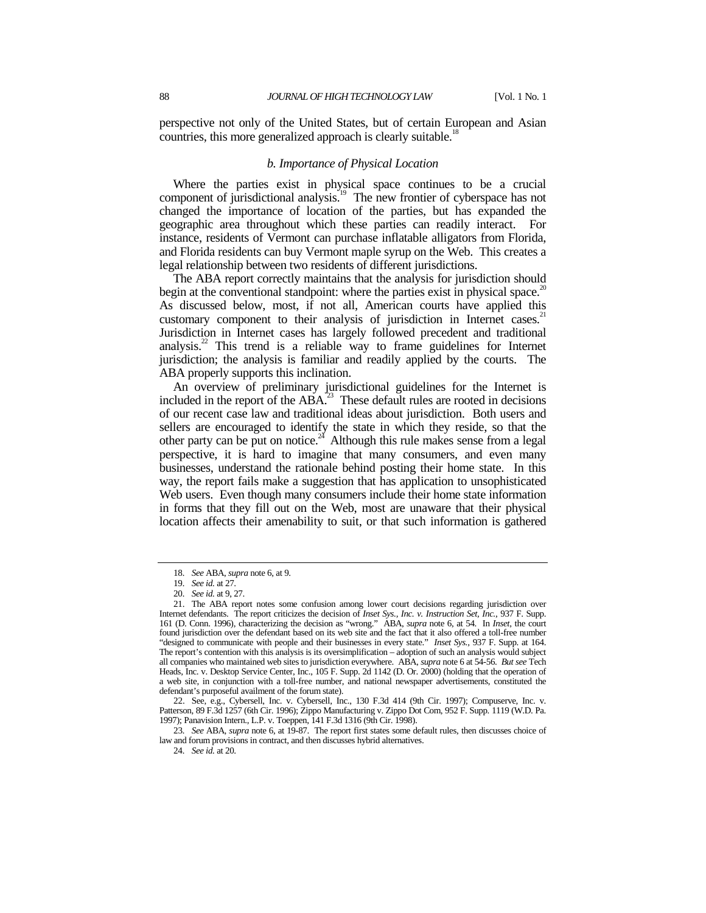perspective not only of the United States, but of certain European and Asian countries, this more generalized approach is clearly suitable.[18]

### *b. Importance of Physical Location*

Where the parties exist in physical space continues to be a crucial component of jurisdictional analysis.[19] The new frontier of cyberspace has not changed the importance of location of the parties, but has expanded the geographic area throughout which these parties can readily interact. For instance, residents of Vermont can purchase inflatable alligators from Florida, and Florida residents can buy Vermont maple syrup on the Web. This creates a legal relationship between two residents of different jurisdictions.

The ABA report correctly maintains that the analysis for jurisdiction should begin at the conventional standpoint: where the parties exist in physical space.[20] As discussed below, most, if not all, American courts have applied this customary component to their analysis of jurisdiction in Internet cases.[21] Jurisdiction in Internet cases has largely followed precedent and traditional analysis.[22] This trend is a reliable way to frame guidelines for Internet jurisdiction; the analysis is familiar and readily applied by the courts. The ABA properly supports this inclination.

An overview of preliminary jurisdictional guidelines for the Internet is included in the report of the ABA.[23] These default rules are rooted in decisions of our recent case law and traditional ideas about jurisdiction. Both users and sellers are encouraged to identify the state in which they reside, so that the other party can be put on notice.[24] Although this rule makes sense from a legal perspective, it is hard to imagine that many consumers, and even many businesses, understand the rationale behind posting their home state. In this way, the report fails make a suggestion that has application to unsophisticated Web users. Even though many consumers include their home state information in forms that they fill out on the Web, most are unaware that their physical location affects their amenability to suit, or that such information is gathered

---

18. *See* ABA, *supra* note 6, at 9.

19. *See id.* at 27.

20. *See id.* at 9, 27.

21. The ABA report notes some confusion among lower court decisions regarding jurisdiction over Internet defendants. The report criticizes the decision of *Inset Sys., Inc. v. Instruction Set, Inc.*, 937 F. Supp. 161 (D. Conn. 1996), characterizing the decision as "wrong." ABA, *supra* note 6, at 54. In *Inset*, the court found jurisdiction over the defendant based on its web site and the fact that it also offered a toll-free number "designed to communicate with people and their businesses in every state." *Inset Sys.*, 937 F. Supp. at 164. The report's contention with this analysis is its oversimplification – adoption of such an analysis would subject all companies who maintained web sites to jurisdiction everywhere. ABA, *supra* note 6 at 54-56. *But see* Tech Heads, Inc. v. Desktop Service Center, Inc., 105 F. Supp. 2d 1142 (D. Or. 2000) (holding that the operation of a web site, in conjunction with a toll-free number, and national newspaper advertisements, constituted the defendant's purposeful availment of the forum state).

22. See, e.g., Cybersell, Inc. v. Cybersell, Inc., 130 F.3d 414 (9th Cir. 1997); Compuserve, Inc. v. Patterson, 89 F.3d 1257 (6th Cir. 1996); Zippo Manufacturing v. Zippo Dot Com, 952 F. Supp. 1119 (W.D. Pa. 1997); Panavision Intern., L.P. v. Toeppen, 141 F.3d 1316 (9th Cir. 1998).

23. *See* ABA, *supra* note 6, at 19-87. The report first states some default rules, then discusses choice of law and forum provisions in contract, and then discusses hybrid alternatives.

24. *See id.* at 20.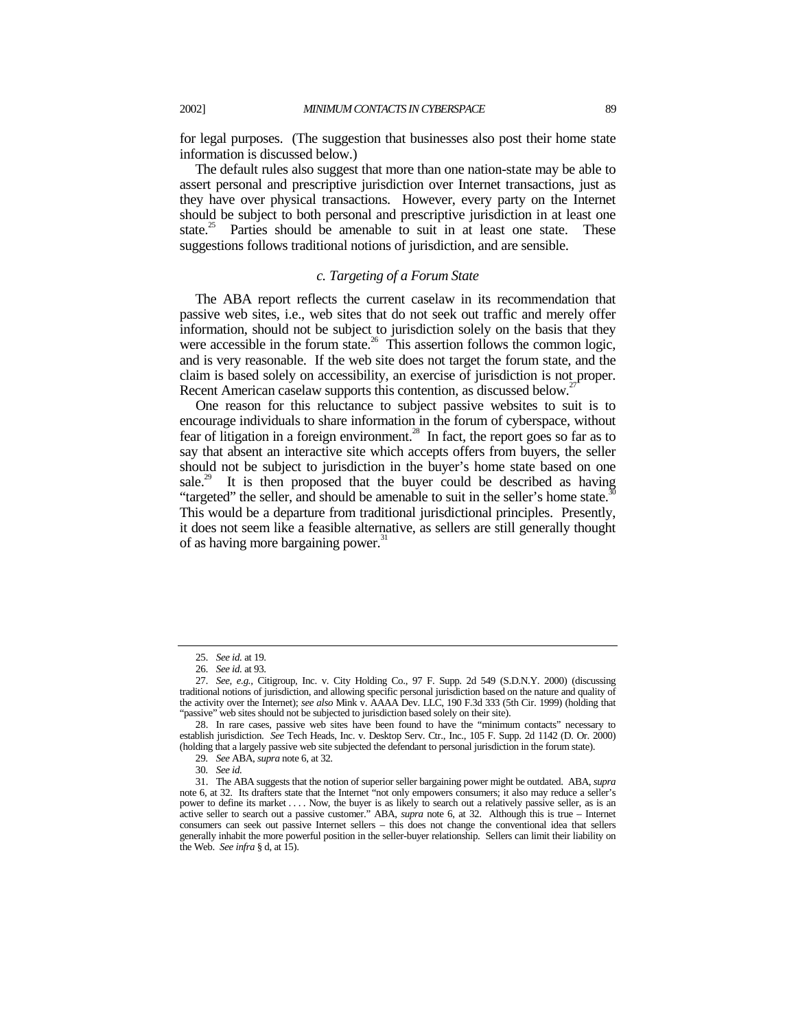for legal purposes. (The suggestion that businesses also post their home state information is discussed below.)

The default rules also suggest that more than one nation-state may be able to assert personal and prescriptive jurisdiction over Internet transactions, just as they have over physical transactions. However, every party on the Internet should be subject to both personal and prescriptive jurisdiction in at least one state.[25] Parties should be amenable to suit in at least one state. These suggestions follows traditional notions of jurisdiction, and are sensible.

### *c. Targeting of a Forum State*

The ABA report reflects the current caselaw in its recommendation that passive web sites, i.e., web sites that do not seek out traffic and merely offer information, should not be subject to jurisdiction solely on the basis that they were accessible in the forum state.[26] This assertion follows the common logic, and is very reasonable. If the web site does not target the forum state, and the claim is based solely on accessibility, an exercise of jurisdiction is not proper. Recent American caselaw supports this contention, as discussed below.[27]

One reason for this reluctance to subject passive websites to suit is to encourage individuals to share information in the forum of cyberspace, without fear of litigation in a foreign environment.[28] In fact, the report goes so far as to say that absent an interactive site which accepts offers from buyers, the seller should not be subject to jurisdiction in the buyer's home state based on one sale.[29] It is then proposed that the buyer could be described as having "targeted" the seller, and should be amenable to suit in the seller's home state.[30] This would be a departure from traditional jurisdictional principles. Presently, it does not seem like a feasible alternative, as sellers are still generally thought of as having more bargaining power.[31]

---

25. *See id.* at 19.

26. *See id.* at 93.

27. *See, e.g.*, Citigroup, Inc. v. City Holding Co., 97 F. Supp. 2d 549 (S.D.N.Y. 2000) (discussing traditional notions of jurisdiction, and allowing specific personal jurisdiction based on the nature and quality of the activity over the Internet); *see also* Mink v. AAAA Dev. LLC, 190 F.3d 333 (5th Cir. 1999) (holding that "passive" web sites should not be subjected to jurisdiction based solely on their site).

28. In rare cases, passive web sites have been found to have the "minimum contacts" necessary to establish jurisdiction. *See* Tech Heads, Inc. v. Desktop Serv. Ctr., Inc., 105 F. Supp. 2d 1142 (D. Or. 2000) (holding that a largely passive web site subjected the defendant to personal jurisdiction in the forum state).

29. *See* ABA, *supra* note 6, at 32.

30. *See id.*

31. The ABA suggests that the notion of superior seller bargaining power might be outdated. ABA, *supra* note 6, at 32. Its drafters state that the Internet "not only empowers consumers; it also may reduce a seller's power to define its market . . . . Now, the buyer is as likely to search out a relatively passive seller, as is an active seller to search out a passive customer." ABA, *supra* note 6, at 32. Although this is true – Internet consumers can seek out passive Internet sellers – this does not change the conventional idea that sellers generally inhabit the more powerful position in the seller-buyer relationship. Sellers can limit their liability on the Web. *See infra* § d, at 15).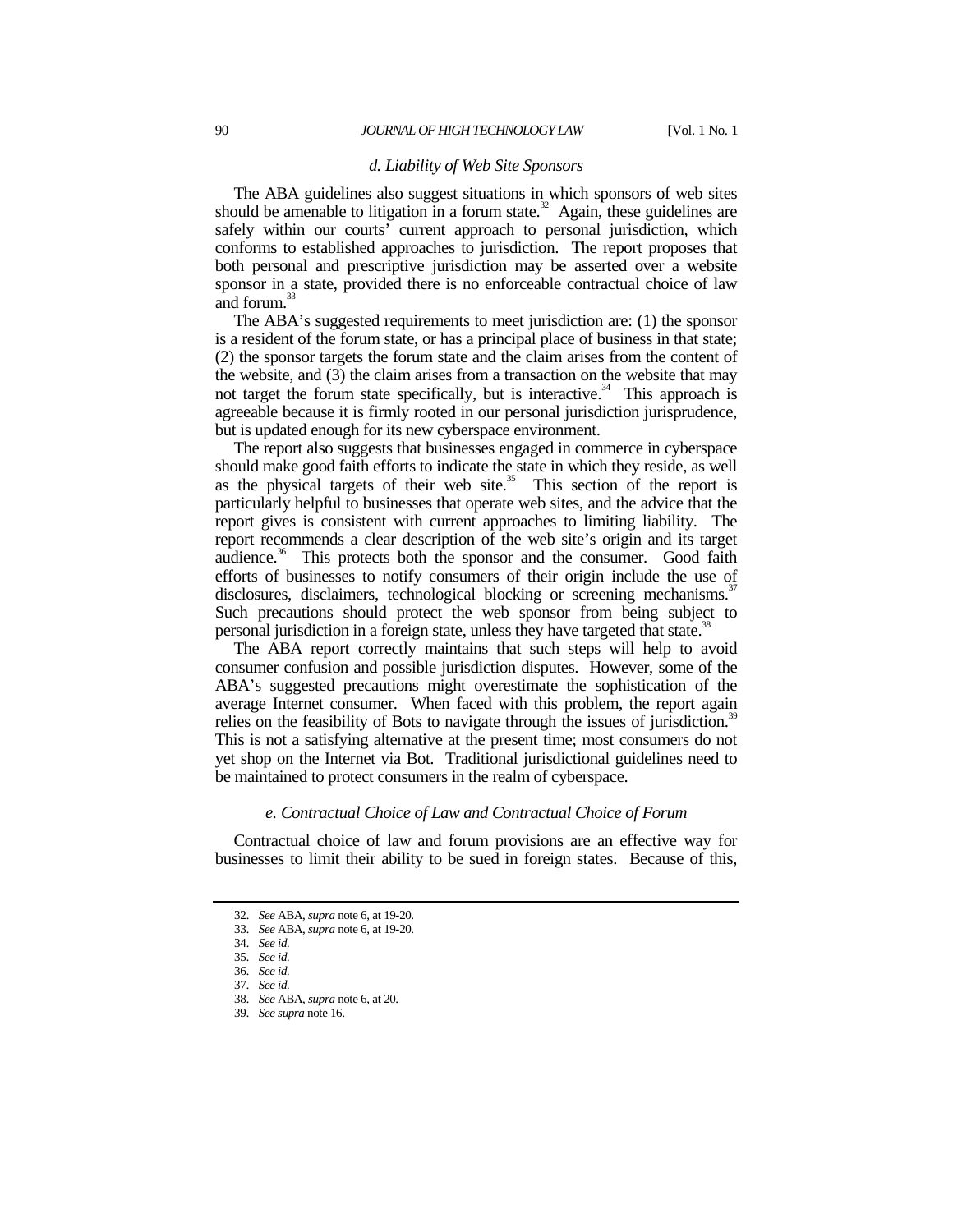#### *d. Liability of Web Site Sponsors*

The ABA guidelines also suggest situations in which sponsors of web sites should be amenable to litigation in a forum state.[32] Again, these guidelines are safely within our courts' current approach to personal jurisdiction, which conforms to established approaches to jurisdiction. The report proposes that both personal and prescriptive jurisdiction may be asserted over a website sponsor in a state, provided there is no enforceable contractual choice of law and forum.[33]

The ABA's suggested requirements to meet jurisdiction are: (1) the sponsor is a resident of the forum state, or has a principal place of business in that state; (2) the sponsor targets the forum state and the claim arises from the content of the website, and (3) the claim arises from a transaction on the website that may not target the forum state specifically, but is interactive.[34] This approach is agreeable because it is firmly rooted in our personal jurisdiction jurisprudence, but is updated enough for its new cyberspace environment.

The report also suggests that businesses engaged in commerce in cyberspace should make good faith efforts to indicate the state in which they reside, as well as the physical targets of their web site.[35] This section of the report is particularly helpful to businesses that operate web sites, and the advice that the report gives is consistent with current approaches to limiting liability. The report recommends a clear description of the web site's origin and its target audience.[36] This protects both the sponsor and the consumer. Good faith efforts of businesses to notify consumers of their origin include the use of disclosures, disclaimers, technological blocking or screening mechanisms.[37] Such precautions should protect the web sponsor from being subject to personal jurisdiction in a foreign state, unless they have targeted that state.[38]

The ABA report correctly maintains that such steps will help to avoid consumer confusion and possible jurisdiction disputes. However, some of the ABA's suggested precautions might overestimate the sophistication of the average Internet consumer. When faced with this problem, the report again relies on the feasibility of Bots to navigate through the issues of jurisdiction.[39] This is not a satisfying alternative at the present time; most consumers do not yet shop on the Internet via Bot. Traditional jurisdictional guidelines need to be maintained to protect consumers in the realm of cyberspace.

#### *e. Contractual Choice of Law and Contractual Choice of Forum*

Contractual choice of law and forum provisions are an effective way for businesses to limit their ability to be sued in foreign states. Because of this,

---

32. *See* ABA, *supra* note 6, at 19-20.

33. *See* ABA, *supra* note 6, at 19-20.

34. *See id.*

35. *See id.*

36. *See id.*

37. *See id.*

38. *See* ABA, *supra* note 6, at 20.

39. *See supra* note 16.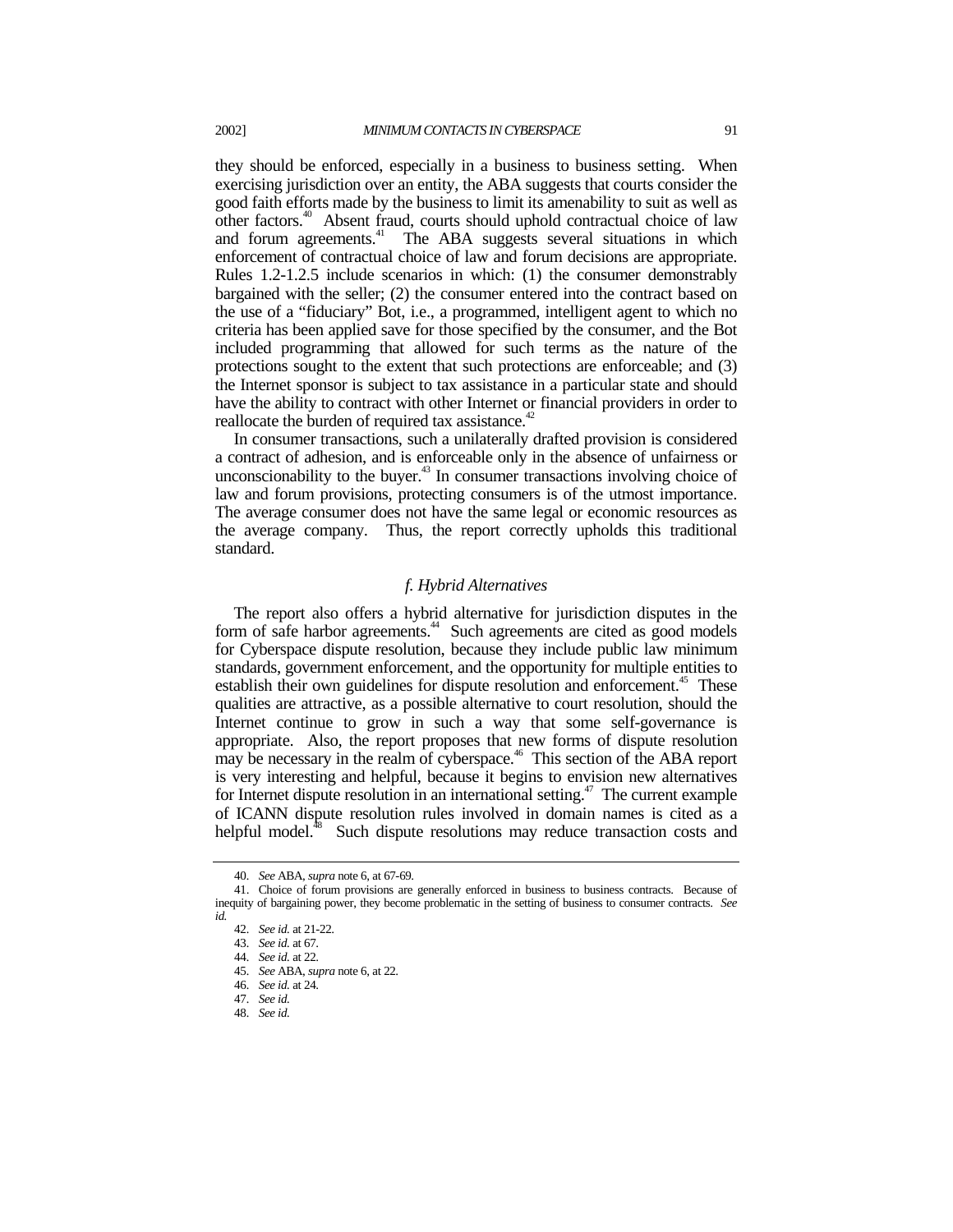they should be enforced, especially in a business to business setting. When exercising jurisdiction over an entity, the ABA suggests that courts consider the good faith efforts made by the business to limit its amenability to suit as well as other factors.[40] Absent fraud, courts should uphold contractual choice of law and forum agreements.[41] The ABA suggests several situations in which enforcement of contractual choice of law and forum decisions are appropriate. Rules 1.2-1.2.5 include scenarios in which: (1) the consumer demonstrably bargained with the seller; (2) the consumer entered into the contract based on the use of a "fiduciary" Bot, i.e., a programmed, intelligent agent to which no criteria has been applied save for those specified by the consumer, and the Bot included programming that allowed for such terms as the nature of the protections sought to the extent that such protections are enforceable; and (3) the Internet sponsor is subject to tax assistance in a particular state and should have the ability to contract with other Internet or financial providers in order to reallocate the burden of required tax assistance.[42]

In consumer transactions, such a unilaterally drafted provision is considered a contract of adhesion, and is enforceable only in the absence of unfairness or unconscionability to the buyer.[43] In consumer transactions involving choice of law and forum provisions, protecting consumers is of the utmost importance. The average consumer does not have the same legal or economic resources as the average company. Thus, the report correctly upholds this traditional standard.

#### *f. Hybrid Alternatives*

The report also offers a hybrid alternative for jurisdiction disputes in the form of safe harbor agreements.[44] Such agreements are cited as good models for Cyberspace dispute resolution, because they include public law minimum standards, government enforcement, and the opportunity for multiple entities to establish their own guidelines for dispute resolution and enforcement.[45] These qualities are attractive, as a possible alternative to court resolution, should the Internet continue to grow in such a way that some self-governance is appropriate. Also, the report proposes that new forms of dispute resolution may be necessary in the realm of cyberspace.[46] This section of the ABA report is very interesting and helpful, because it begins to envision new alternatives for Internet dispute resolution in an international setting.[47] The current example of ICANN dispute resolution rules involved in domain names is cited as a helpful model.[48] Such dispute resolutions may reduce transaction costs and

---

40. *See* ABA, *supra* note 6, at 67-69.

41. Choice of forum provisions are generally enforced in business to business contracts. Because of inequity of bargaining power, they become problematic in the setting of business to consumer contracts. *See id.*

42. *See id.* at 21-22.

43. *See id.* at 67.

44. *See id.* at 22.

45. *See* ABA, *supra* note 6, at 22.

46. *See id.* at 24.

47. *See id.*

48. *See id.*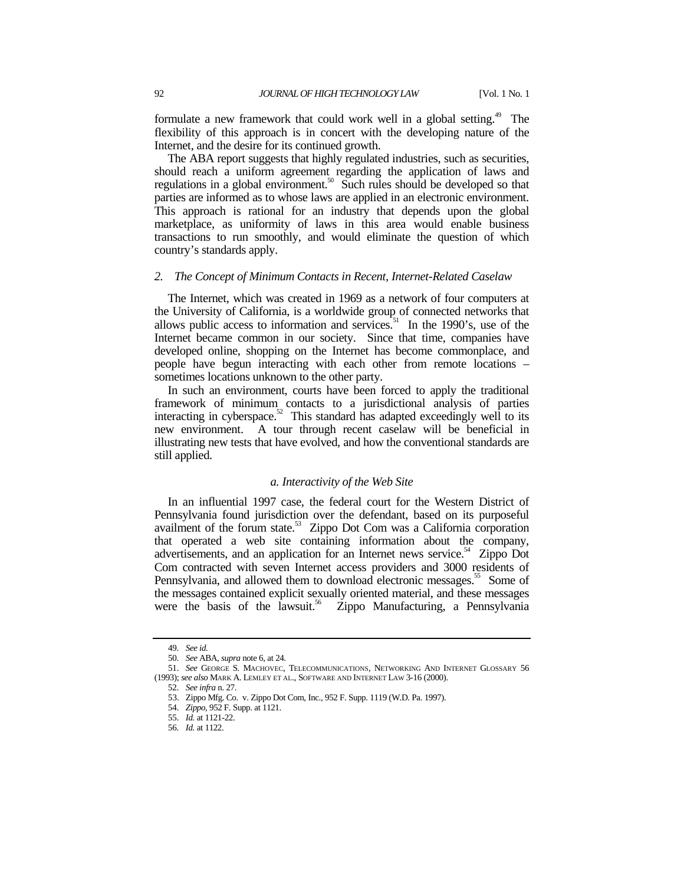formulate a new framework that could work well in a global setting.[49] The flexibility of this approach is in concert with the developing nature of the Internet, and the desire for its continued growth.

The ABA report suggests that highly regulated industries, such as securities, should reach a uniform agreement regarding the application of laws and regulations in a global environment.[50] Such rules should be developed so that parties are informed as to whose laws are applied in an electronic environment. This approach is rational for an industry that depends upon the global marketplace, as uniformity of laws in this area would enable business transactions to run smoothly, and would eliminate the question of which country's standards apply.

### *2. The Concept of Minimum Contacts in Recent, Internet-Related Caselaw*

The Internet, which was created in 1969 as a network of four computers at the University of California, is a worldwide group of connected networks that allows public access to information and services.[51] In the 1990's, use of the Internet became common in our society. Since that time, companies have developed online, shopping on the Internet has become commonplace, and people have begun interacting with each other from remote locations – sometimes locations unknown to the other party.

In such an environment, courts have been forced to apply the traditional framework of minimum contacts to a jurisdictional analysis of parties interacting in cyberspace.[52] This standard has adapted exceedingly well to its new environment. A tour through recent caselaw will be beneficial in illustrating new tests that have evolved, and how the conventional standards are still applied.

#### *a. Interactivity of the Web Site*

In an influential 1997 case, the federal court for the Western District of Pennsylvania found jurisdiction over the defendant, based on its purposeful availment of the forum state.[53] Zippo Dot Com was a California corporation that operated a web site containing information about the company, advertisements, and an application for an Internet news service.[54] Zippo Dot Com contracted with seven Internet access providers and 3000 residents of Pennsylvania, and allowed them to download electronic messages.[55] Some of the messages contained explicit sexually oriented material, and these messages were the basis of the lawsuit.[56] Zippo Manufacturing, a Pennsylvania

---

49. *See id.*

50. *See* ABA, *supra* note 6, at 24.

51. *See* GEORGE S. MACHOVEC, TELECOMMUNICATIONS, NETWORKING AND INTERNET GLOSSARY 56 (1993); *see also* MARK A. LEMLEY ET AL., SOFTWARE AND INTERNET LAW 3-16 (2000).

52. *See infra* n. 27.

53. Zippo Mfg. Co. v. Zippo Dot Com, Inc., 952 F. Supp. 1119 (W.D. Pa. 1997).

54. *Zippo*, 952 F. Supp. at 1121.

55. *Id.* at 1121-22.

56. *Id.* at 1122.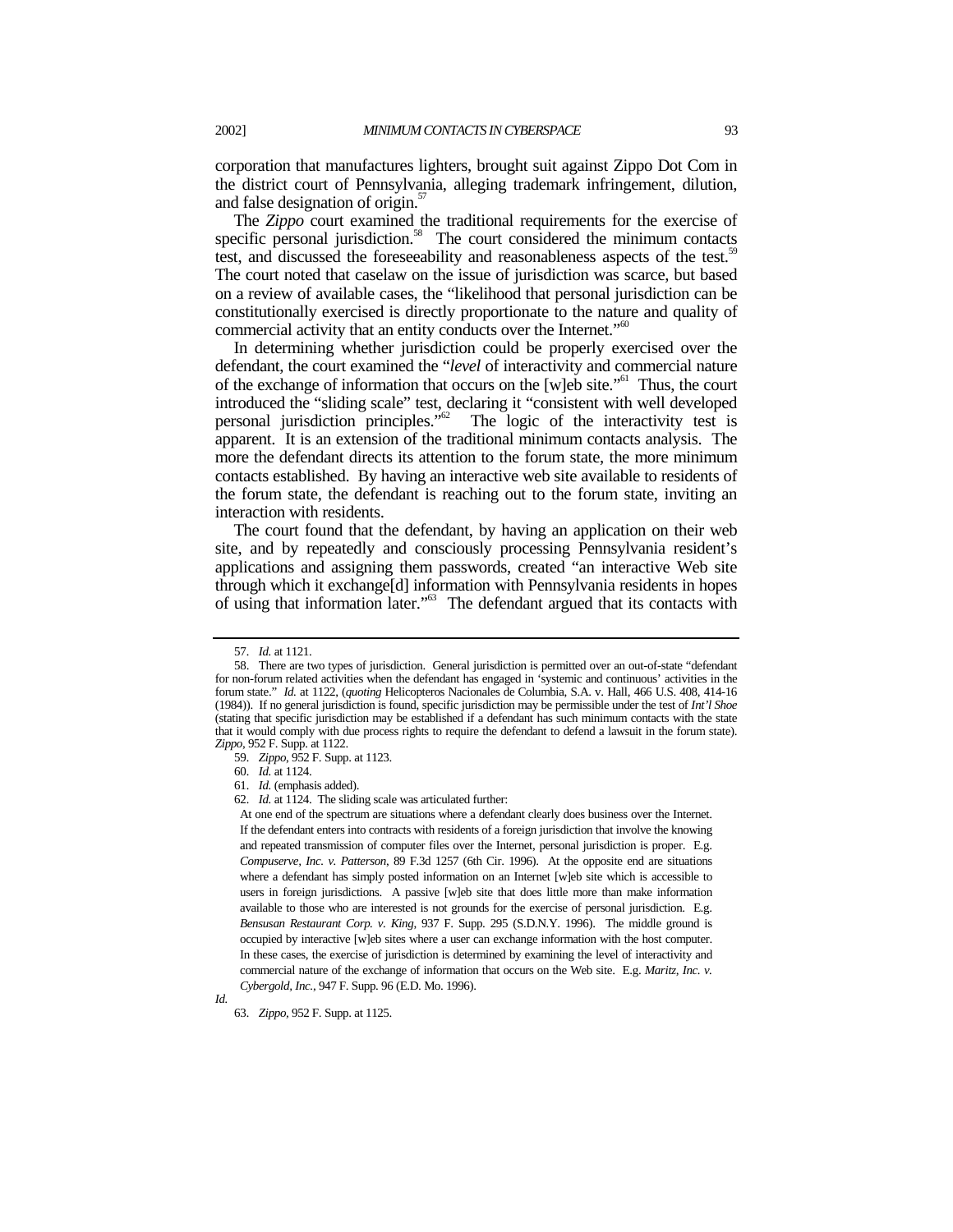corporation that manufactures lighters, brought suit against Zippo Dot Com in the district court of Pennsylvania, alleging trademark infringement, dilution, and false designation of origin.[57]

The *Zippo* court examined the traditional requirements for the exercise of specific personal jurisdiction.[58] The court considered the minimum contacts test, and discussed the foreseeability and reasonableness aspects of the test.[59] The court noted that caselaw on the issue of jurisdiction was scarce, but based on a review of available cases, the "likelihood that personal jurisdiction can be constitutionally exercised is directly proportionate to the nature and quality of commercial activity that an entity conducts over the Internet."[60]

In determining whether jurisdiction could be properly exercised over the defendant, the court examined the "*level* of interactivity and commercial nature of the exchange of information that occurs on the [w]eb site."[61] Thus, the court introduced the "sliding scale" test, declaring it "consistent with well developed personal jurisdiction principles."[62] The logic of the interactivity test is apparent. It is an extension of the traditional minimum contacts analysis. The more the defendant directs its attention to the forum state, the more minimum contacts established. By having an interactive web site available to residents of the forum state, the defendant is reaching out to the forum state, inviting an interaction with residents.

The court found that the defendant, by having an application on their web site, and by repeatedly and consciously processing Pennsylvania resident's applications and assigning them passwords, created "an interactive Web site through which it exchange[d] information with Pennsylvania residents in hopes of using that information later."[63] The defendant argued that its contacts with

---

57. *Id.* at 1121.

58. There are two types of jurisdiction. General jurisdiction is permitted over an out-of-state "defendant for non-forum related activities when the defendant has engaged in 'systemic and continuous' activities in the forum state." *Id.* at 1122, (*quoting* Helicopteros Nacionales de Columbia, S.A. v. Hall, 466 U.S. 408, 414-16 (1984)). If no general jurisdiction is found, specific jurisdiction may be permissible under the test of *Int'l Shoe* (stating that specific jurisdiction may be established if a defendant has such minimum contacts with the state that it would comply with due process rights to require the defendant to defend a lawsuit in the forum state). *Zippo*, 952 F. Supp. at 1122.

59. *Zippo*, 952 F. Supp. at 1123.

60. *Id.* at 1124.

61. *Id.* (emphasis added).

62. *Id.* at 1124. The sliding scale was articulated further:

> At one end of the spectrum are situations where a defendant clearly does business over the Internet. If the defendant enters into contracts with residents of a foreign jurisdiction that involve the knowing and repeated transmission of computer files over the Internet, personal jurisdiction is proper. E.g. *Compuserve, Inc. v. Patterson*, 89 F.3d 1257 (6th Cir. 1996). At the opposite end are situations where a defendant has simply posted information on an Internet [w]eb site which is accessible to users in foreign jurisdictions. A passive [w]eb site that does little more than make information available to those who are interested is not grounds for the exercise of personal jurisdiction. E.g. *Bensusan Restaurant Corp. v. King*, 937 F. Supp. 295 (S.D.N.Y. 1996). The middle ground is occupied by interactive [w]eb sites where a user can exchange information with the host computer. In these cases, the exercise of jurisdiction is determined by examining the level of interactivity and commercial nature of the exchange of information that occurs on the Web site. E.g. *Maritz, Inc. v. Cybergold, Inc.*, 947 F. Supp. 96 (E.D. Mo. 1996).

*Id.*

63. *Zippo*, 952 F. Supp. at 1125.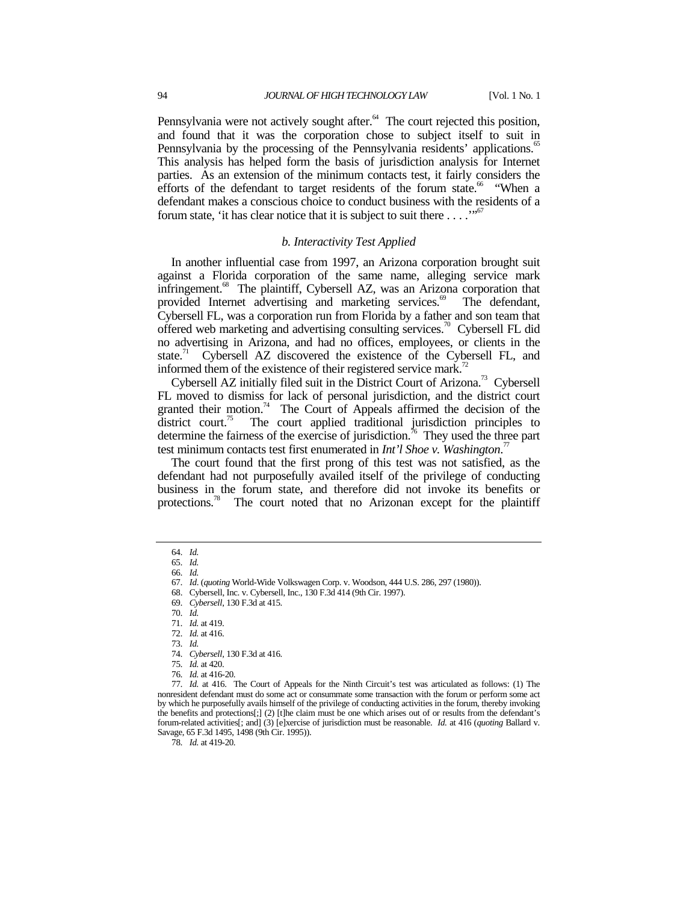Pennsylvania were not actively sought after.[64] The court rejected this position, and found that it was the corporation chose to subject itself to suit in Pennsylvania by the processing of the Pennsylvania residents' applications.[65] This analysis has helped form the basis of jurisdiction analysis for Internet parties. As an extension of the minimum contacts test, it fairly considers the efforts of the defendant to target residents of the forum state.[66] "When a defendant makes a conscious choice to conduct business with the residents of a forum state, 'it has clear notice that it is subject to suit there . . . .'"[67]

### *b. Interactivity Test Applied*

In another influential case from 1997, an Arizona corporation brought suit against a Florida corporation of the same name, alleging service mark infringement.[68] The plaintiff, Cybersell AZ, was an Arizona corporation that provided Internet advertising and marketing services.[69] The defendant, Cybersell FL, was a corporation run from Florida by a father and son team that offered web marketing and advertising consulting services.[70] Cybersell FL did no advertising in Arizona, and had no offices, employees, or clients in the state.[71] Cybersell AZ discovered the existence of the Cybersell FL, and informed them of the existence of their registered service mark.[72]

Cybersell AZ initially filed suit in the District Court of Arizona.[73] Cybersell FL moved to dismiss for lack of personal jurisdiction, and the district court granted their motion.[74] The Court of Appeals affirmed the decision of the district court.[75] The court applied traditional jurisdiction principles to determine the fairness of the exercise of jurisdiction.[76] They used the three part test minimum contacts test first enumerated in *Int'l Shoe v. Washington*.[77]

The court found that the first prong of this test was not satisfied, as the defendant had not purposefully availed itself of the privilege of conducting business in the forum state, and therefore did not invoke its benefits or protections.[78] The court noted that no Arizonan except for the plaintiff

---

64. *Id.*
65. *Id.*
66. *Id.*
67. *Id.* (*quoting* World-Wide Volkswagen Corp. v. Woodson, 444 U.S. 286, 297 (1980)).
68. Cybersell, Inc. v. Cybersell, Inc., 130 F.3d 414 (9th Cir. 1997).
69. *Cybersell*, 130 F.3d at 415.
70. *Id.*
71. *Id.* at 419.
72. *Id.* at 416.
73. *Id.*
74. *Cybersell*, 130 F.3d at 416.
75. *Id.* at 420.
76. *Id.* at 416-20.
77. *Id.* at 416. The Court of Appeals for the Ninth Circuit's test was articulated as follows: (1) The nonresident defendant must do some act or consummate some transaction with the forum or perform some act by which he purposefully avails himself of the privilege of conducting activities in the forum, thereby invoking the benefits and protections[;] (2) [t]he claim must be one which arises out of or results from the defendant's forum-related activities[; and] (3) [e]xercise of jurisdiction must be reasonable. *Id.* at 416 (*quoting* Ballard v. Savage, 65 F.3d 1495, 1498 (9th Cir. 1995)).
78. *Id.* at 419-20.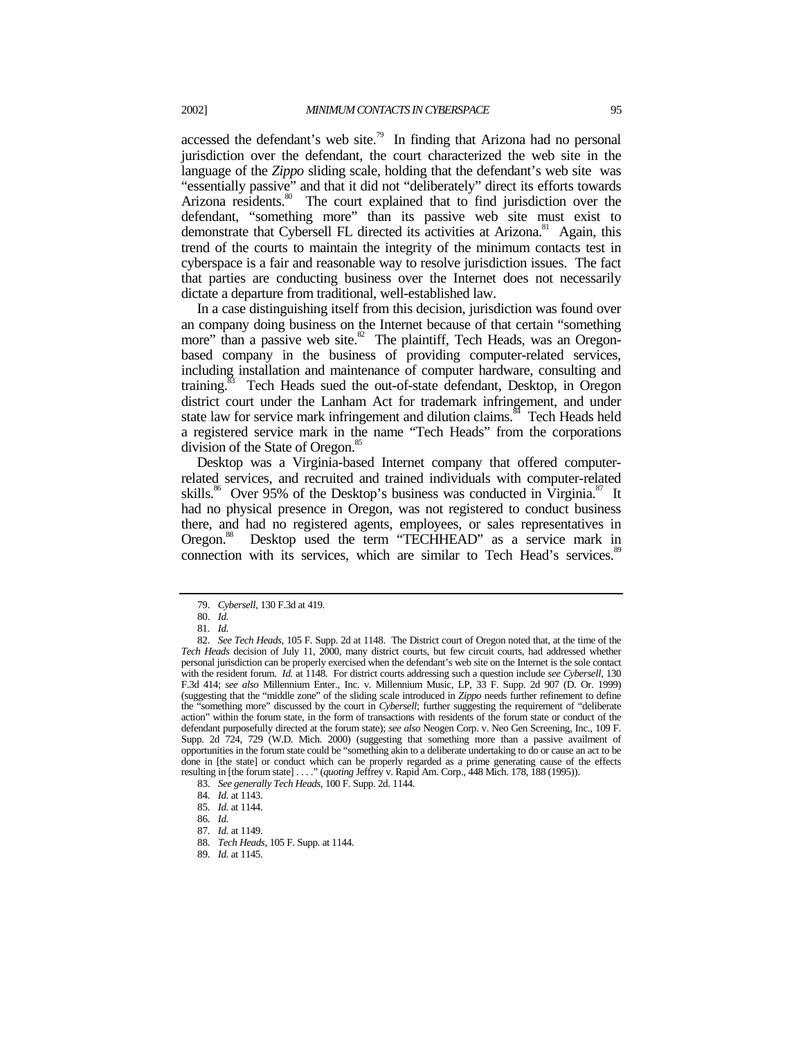accessed the defendant's web site.[79] In finding that Arizona had no personal jurisdiction over the defendant, the court characterized the web site in the language of the *Zippo* sliding scale, holding that the defendant's web site was "essentially passive" and that it did not "deliberately" direct its efforts towards Arizona residents.[80] The court explained that to find jurisdiction over the defendant, "something more" than its passive web site must exist to demonstrate that Cybersell FL directed its activities at Arizona.[81] Again, this trend of the courts to maintain the integrity of the minimum contacts test in cyberspace is a fair and reasonable way to resolve jurisdiction issues. The fact that parties are conducting business over the Internet does not necessarily dictate a departure from traditional, well-established law.

In a case distinguishing itself from this decision, jurisdiction was found over an company doing business on the Internet because of that certain "something more" than a passive web site.[82] The plaintiff, Tech Heads, was an Oregon-based company in the business of providing computer-related services, including installation and maintenance of computer hardware, consulting and training.[83] Tech Heads sued the out-of-state defendant, Desktop, in Oregon district court under the Lanham Act for trademark infringement, and under state law for service mark infringement and dilution claims.[84] Tech Heads held a registered service mark in the name "Tech Heads" from the corporations division of the State of Oregon.[85]

Desktop was a Virginia-based Internet company that offered computer-related services, and recruited and trained individuals with computer-related skills.[86] Over 95% of the Desktop's business was conducted in Virginia.[87] It had no physical presence in Oregon, was not registered to conduct business there, and had no registered agents, employees, or sales representatives in Oregon.[88] Desktop used the term "TECHHEAD" as a service mark in connection with its services, which are similar to Tech Head's services.[89]

---

79. *Cybersell*, 130 F.3d at 419.

80. *Id.*

81. *Id.*

82. *See Tech Heads*, 105 F. Supp. 2d at 1148. The District court of Oregon noted that, at the time of the *Tech Heads* decision of July 11, 2000, many district courts, but few circuit courts, had addressed whether personal jurisdiction can be properly exercised when the defendant's web site on the Internet is the sole contact with the resident forum. *Id.* at 1148. For district courts addressing such a question include *see Cybersell*, 130 F.3d 414; *see also* Millennium Enter., Inc. v. Millennium Music, LP, 33 F. Supp. 2d 907 (D. Or. 1999) (suggesting that the "middle zone" of the sliding scale introduced in *Zippo* needs further refinement to define the "something more" discussed by the court in *Cybersell*; further suggesting the requirement of "deliberate action" within the forum state, in the form of transactions with residents of the forum state or conduct of the defendant purposefully directed at the forum state); *see also* Neogen Corp. v. Neo Gen Screening, Inc., 109 F. Supp. 2d 724, 729 (W.D. Mich. 2000) (suggesting that something more than a passive availment of opportunities in the forum state could be "something akin to a deliberate undertaking to do or cause an act to be done in [the state] or conduct which can be properly regarded as a prime generating cause of the effects resulting in [the forum state] . . . ." (*quoting* Jeffrey v. Rapid Am. Corp., 448 Mich. 178, 188 (1995)).

83. *See generally Tech Heads*, 100 F. Supp. 2d. 1144.

84. *Id.* at 1143.

85. *Id.* at 1144.

86. *Id.*

87. *Id.* at 1149.

88. *Tech Heads*, 105 F. Supp. at 1144.

89. *Id.* at 1145.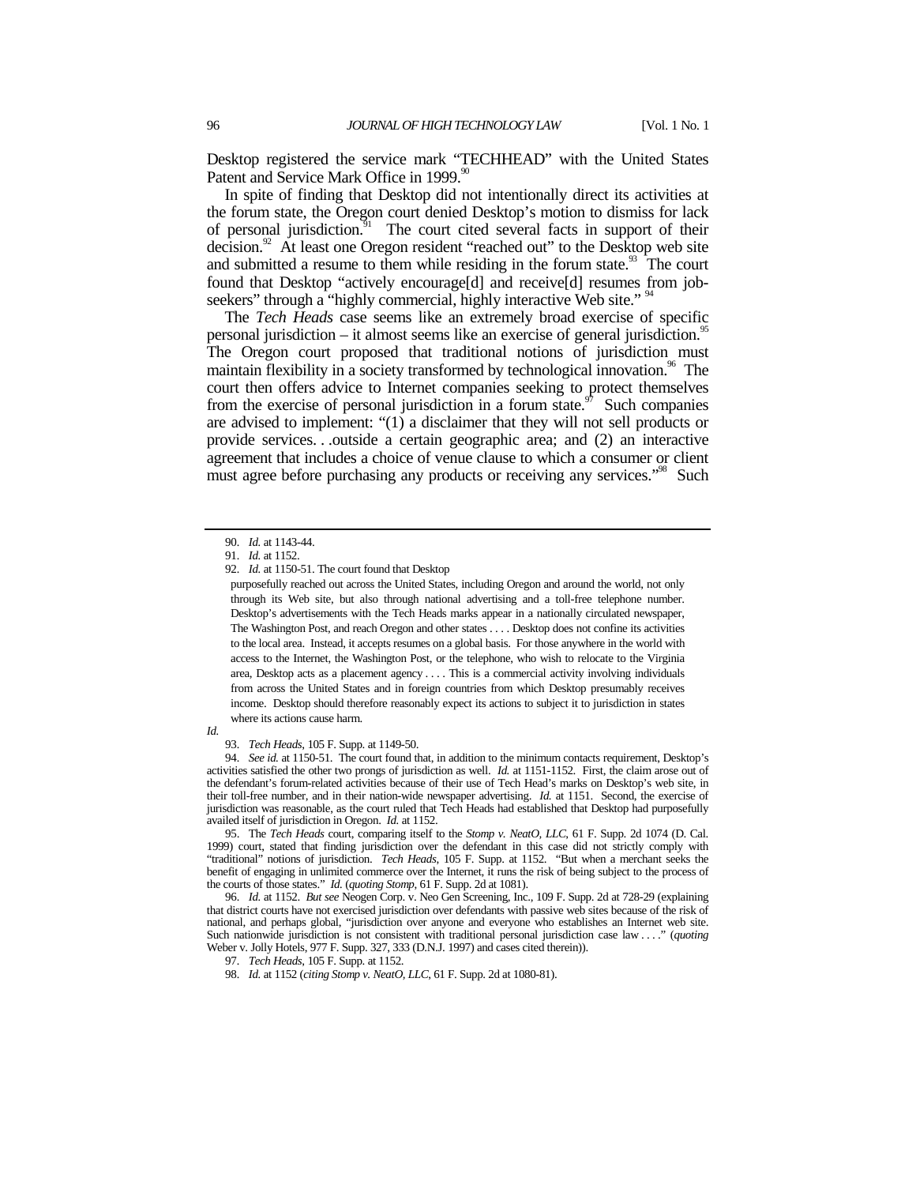Desktop registered the service mark "TECHHEAD" with the United States Patent and Service Mark Office in 1999.[90]

In spite of finding that Desktop did not intentionally direct its activities at the forum state, the Oregon court denied Desktop's motion to dismiss for lack of personal jurisdiction.[91] The court cited several facts in support of their decision.[92] At least one Oregon resident "reached out" to the Desktop web site and submitted a resume to them while residing in the forum state.[93] The court found that Desktop "actively encourage[d] and receive[d] resumes from job-seekers" through a "highly commercial, highly interactive Web site." [94]

The *Tech Heads* case seems like an extremely broad exercise of specific personal jurisdiction – it almost seems like an exercise of general jurisdiction.[95] The Oregon court proposed that traditional notions of jurisdiction must maintain flexibility in a society transformed by technological innovation.[96] The court then offers advice to Internet companies seeking to protect themselves from the exercise of personal jurisdiction in a forum state.[97] Such companies are advised to implement: "(1) a disclaimer that they will not sell products or provide services. . .outside a certain geographic area; and (2) an interactive agreement that includes a choice of venue clause to which a consumer or client must agree before purchasing any products or receiving any services."[98] Such

---

90. *Id.* at 1143-44.

91. *Id.* at 1152.

92. *Id.* at 1150-51. The court found that Desktop

> purposefully reached out across the United States, including Oregon and around the world, not only through its Web site, but also through national advertising and a toll-free telephone number. Desktop's advertisements with the Tech Heads marks appear in a nationally circulated newspaper, The Washington Post, and reach Oregon and other states . . . . Desktop does not confine its activities to the local area. Instead, it accepts resumes on a global basis. For those anywhere in the world with access to the Internet, the Washington Post, or the telephone, who wish to relocate to the Virginia area, Desktop acts as a placement agency . . . . This is a commercial activity involving individuals from across the United States and in foreign countries from which Desktop presumably receives income. Desktop should therefore reasonably expect its actions to subject it to jurisdiction in states where its actions cause harm.

*Id.*

93. *Tech Heads*, 105 F. Supp. at 1149-50.

94. *See id.* at 1150-51. The court found that, in addition to the minimum contacts requirement, Desktop's activities satisfied the other two prongs of jurisdiction as well. *Id.* at 1151-1152. First, the claim arose out of the defendant's forum-related activities because of their use of Tech Head's marks on Desktop's web site, in their toll-free number, and in their nation-wide newspaper advertising. *Id.* at 1151. Second, the exercise of jurisdiction was reasonable, as the court ruled that Tech Heads had established that Desktop had purposefully availed itself of jurisdiction in Oregon. *Id.* at 1152.

95. The *Tech Heads* court, comparing itself to the *Stomp v. NeatO, LLC*, 61 F. Supp. 2d 1074 (D. Cal. 1999) court, stated that finding jurisdiction over the defendant in this case did not strictly comply with "traditional" notions of jurisdiction. *Tech Heads*, 105 F. Supp. at 1152. "But when a merchant seeks the benefit of engaging in unlimited commerce over the Internet, it runs the risk of being subject to the process of the courts of those states." *Id.* (*quoting Stomp*, 61 F. Supp. 2d at 1081).

96. *Id.* at 1152. *But see* Neogen Corp. v. Neo Gen Screening, Inc., 109 F. Supp. 2d at 728-29 (explaining that district courts have not exercised jurisdiction over defendants with passive web sites because of the risk of national, and perhaps global, "jurisdiction over anyone and everyone who establishes an Internet web site. Such nationwide jurisdiction is not consistent with traditional personal jurisdiction case law . . . ." (*quoting* Weber v. Jolly Hotels, 977 F. Supp. 327, 333 (D.N.J. 1997) and cases cited therein)).

97. *Tech Heads*, 105 F. Supp. at 1152.

98. *Id.* at 1152 (*citing Stomp v. NeatO, LLC*, 61 F. Supp. 2d at 1080-81).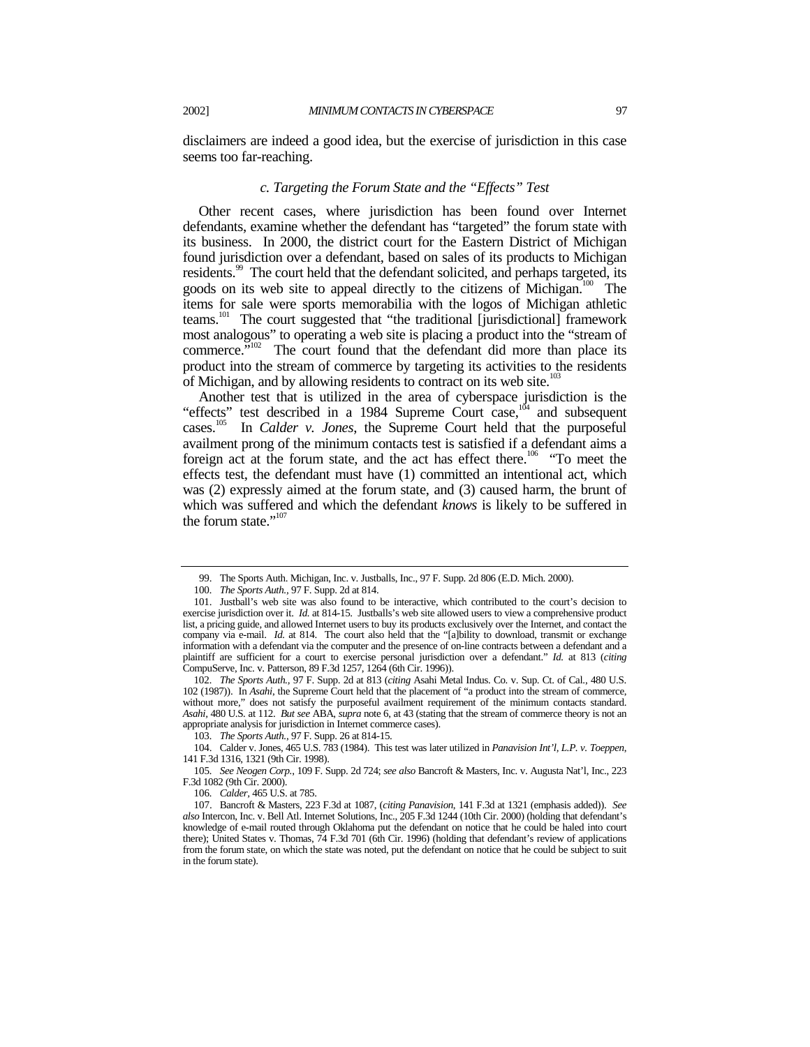disclaimers are indeed a good idea, but the exercise of jurisdiction in this case seems too far-reaching.

### *c. Targeting the Forum State and the "Effects" Test*

Other recent cases, where jurisdiction has been found over Internet defendants, examine whether the defendant has "targeted" the forum state with its business. In 2000, the district court for the Eastern District of Michigan found jurisdiction over a defendant, based on sales of its products to Michigan residents.[99] The court held that the defendant solicited, and perhaps targeted, its goods on its web site to appeal directly to the citizens of Michigan.[100] The items for sale were sports memorabilia with the logos of Michigan athletic teams.[101] The court suggested that "the traditional [jurisdictional] framework most analogous" to operating a web site is placing a product into the "stream of commerce."[102] The court found that the defendant did more than place its product into the stream of commerce by targeting its activities to the residents of Michigan, and by allowing residents to contract on its web site.[103]

Another test that is utilized in the area of cyberspace jurisdiction is the "effects" test described in a 1984 Supreme Court case,[104] and subsequent cases.[105] In *Calder v. Jones*, the Supreme Court held that the purposeful availment prong of the minimum contacts test is satisfied if a defendant aims a foreign act at the forum state, and the act has effect there.[106] "To meet the effects test, the defendant must have (1) committed an intentional act, which was (2) expressly aimed at the forum state, and (3) caused harm, the brunt of which was suffered and which the defendant *knows* is likely to be suffered in the forum state."[107]

---

99. The Sports Auth. Michigan, Inc. v. Justballs, Inc., 97 F. Supp. 2d 806 (E.D. Mich. 2000).

100. *The Sports Auth.*, 97 F. Supp. 2d at 814.

101. Justball's web site was also found to be interactive, which contributed to the court's decision to exercise jurisdiction over it. *Id.* at 814-15. Justballs's web site allowed users to view a comprehensive product list, a pricing guide, and allowed Internet users to buy its products exclusively over the Internet, and contact the company via e-mail. *Id.* at 814. The court also held that the "[a]bility to download, transmit or exchange information with a defendant via the computer and the presence of on-line contracts between a defendant and a plaintiff are sufficient for a court to exercise personal jurisdiction over a defendant." *Id.* at 813 (*citing* CompuServe, Inc. v. Patterson, 89 F.3d 1257, 1264 (6th Cir. 1996)).

102. *The Sports Auth.*, 97 F. Supp. 2d at 813 (*citing* Asahi Metal Indus. Co. v. Sup. Ct. of Cal., 480 U.S. 102 (1987)). In *Asahi*, the Supreme Court held that the placement of "a product into the stream of commerce, without more," does not satisfy the purposeful availment requirement of the minimum contacts standard. *Asahi*, 480 U.S. at 112. *But see* ABA, *supra* note 6, at 43 (stating that the stream of commerce theory is not an appropriate analysis for jurisdiction in Internet commerce cases).

103. *The Sports Auth.*, 97 F. Supp. 26 at 814-15.

104. Calder v. Jones, 465 U.S. 783 (1984). This test was later utilized in *Panavision Int'l, L.P. v. Toeppen*, 141 F.3d 1316, 1321 (9th Cir. 1998).

105. *See Neogen Corp.*, 109 F. Supp. 2d 724; *see also* Bancroft & Masters, Inc. v. Augusta Nat'l, Inc., 223 F.3d 1082 (9th Cir. 2000).

106. *Calder*, 465 U.S. at 785.

107. Bancroft & Masters, 223 F.3d at 1087, (*citing Panavision*, 141 F.3d at 1321 (emphasis added)). *See also* Intercon, Inc. v. Bell Atl. Internet Solutions, Inc., 205 F.3d 1244 (10th Cir. 2000) (holding that defendant's knowledge of e-mail routed through Oklahoma put the defendant on notice that he could be haled into court there); United States v. Thomas, 74 F.3d 701 (6th Cir. 1996) (holding that defendant's review of applications from the forum state, on which the state was noted, put the defendant on notice that he could be subject to suit in the forum state).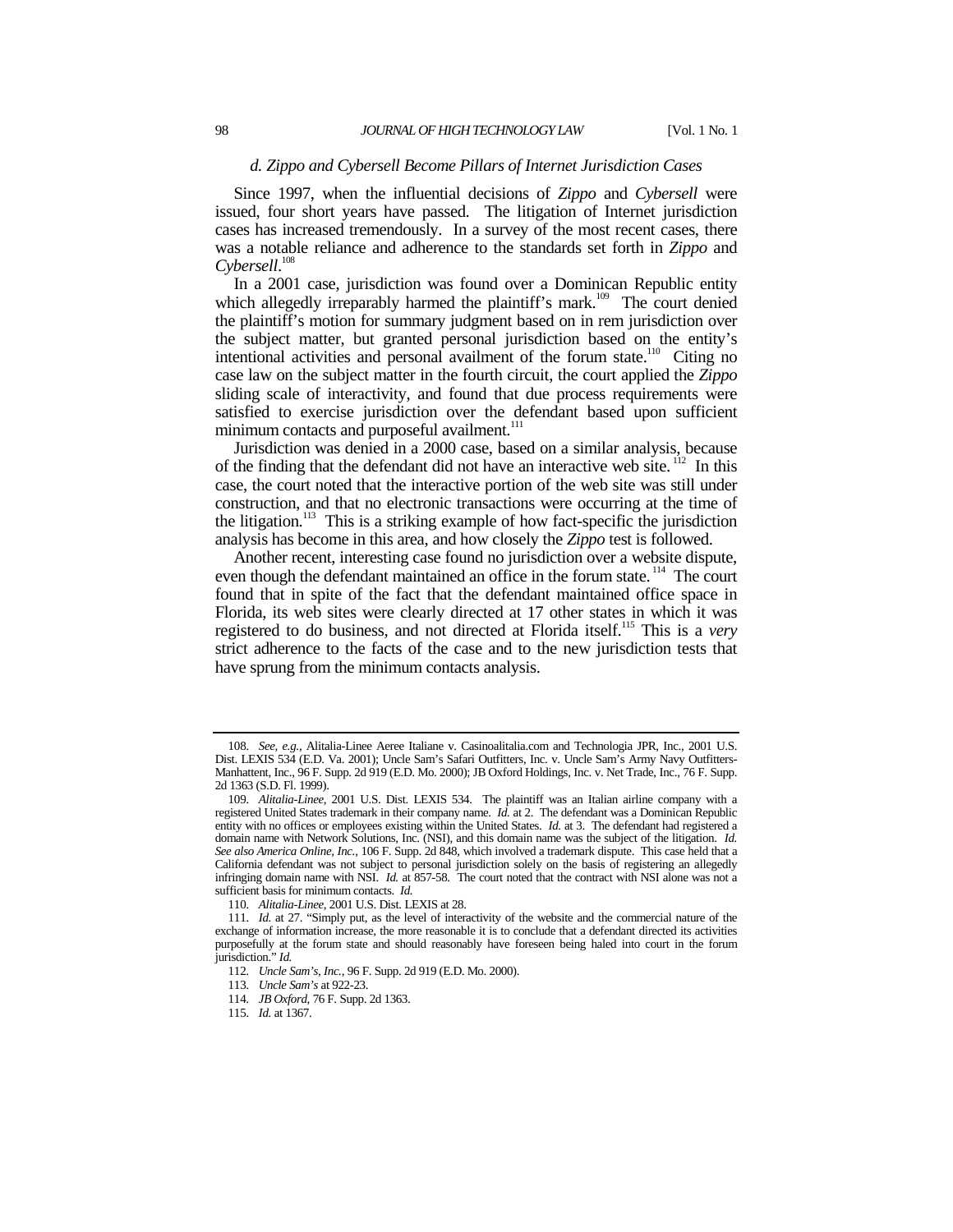### *d. Zippo and Cybersell Become Pillars of Internet Jurisdiction Cases*

Since 1997, when the influential decisions of *Zippo* and *Cybersell* were issued, four short years have passed. The litigation of Internet jurisdiction cases has increased tremendously. In a survey of the most recent cases, there was a notable reliance and adherence to the standards set forth in *Zippo* and *Cybersell*.[108]

In a 2001 case, jurisdiction was found over a Dominican Republic entity which allegedly irreparably harmed the plaintiff's mark.[109] The court denied the plaintiff's motion for summary judgment based on in rem jurisdiction over the subject matter, but granted personal jurisdiction based on the entity's intentional activities and personal availment of the forum state.[110] Citing no case law on the subject matter in the fourth circuit, the court applied the *Zippo* sliding scale of interactivity, and found that due process requirements were satisfied to exercise jurisdiction over the defendant based upon sufficient minimum contacts and purposeful availment.[111]

Jurisdiction was denied in a 2000 case, based on a similar analysis, because of the finding that the defendant did not have an interactive web site.[112] In this case, the court noted that the interactive portion of the web site was still under construction, and that no electronic transactions were occurring at the time of the litigation.[113] This is a striking example of how fact-specific the jurisdiction analysis has become in this area, and how closely the *Zippo* test is followed.

Another recent, interesting case found no jurisdiction over a website dispute, even though the defendant maintained an office in the forum state.[114] The court found that in spite of the fact that the defendant maintained office space in Florida, its web sites were clearly directed at 17 other states in which it was registered to do business, and not directed at Florida itself.[115] This is a *very* strict adherence to the facts of the case and to the new jurisdiction tests that have sprung from the minimum contacts analysis.

---

108. *See, e.g.*, Alitalia-Linee Aeree Italiane v. Casinoalitalia.com and Technologia JPR, Inc., 2001 U.S. Dist. LEXIS 534 (E.D. Va. 2001); Uncle Sam's Safari Outfitters, Inc. v. Uncle Sam's Army Navy Outfitters-Manhattent, Inc., 96 F. Supp. 2d 919 (E.D. Mo. 2000); JB Oxford Holdings, Inc. v. Net Trade, Inc., 76 F. Supp. 2d 1363 (S.D. Fl. 1999).

109. *Alitalia-Linee*, 2001 U.S. Dist. LEXIS 534. The plaintiff was an Italian airline company with a registered United States trademark in their company name. *Id.* at 2. The defendant was a Dominican Republic entity with no offices or employees existing within the United States. *Id.* at 3. The defendant had registered a domain name with Network Solutions, Inc. (NSI), and this domain name was the subject of the litigation. *Id. See also America Online, Inc.*, 106 F. Supp. 2d 848, which involved a trademark dispute. This case held that a California defendant was not subject to personal jurisdiction solely on the basis of registering an allegedly infringing domain name with NSI. *Id.* at 857-58. The court noted that the contract with NSI alone was not a sufficient basis for minimum contacts. *Id.*

110. *Alitalia-Linee*, 2001 U.S. Dist. LEXIS at 28.

111. *Id.* at 27. "Simply put, as the level of interactivity of the website and the commercial nature of the exchange of information increase, the more reasonable it is to conclude that a defendant directed its activities purposefully at the forum state and should reasonably have foreseen being haled into court in the forum jurisdiction." *Id.*

112. *Uncle Sam's, Inc.*, 96 F. Supp. 2d 919 (E.D. Mo. 2000).

113. *Uncle Sam's* at 922-23.

114. *JB Oxford*, 76 F. Supp. 2d 1363.

115. *Id.* at 1367.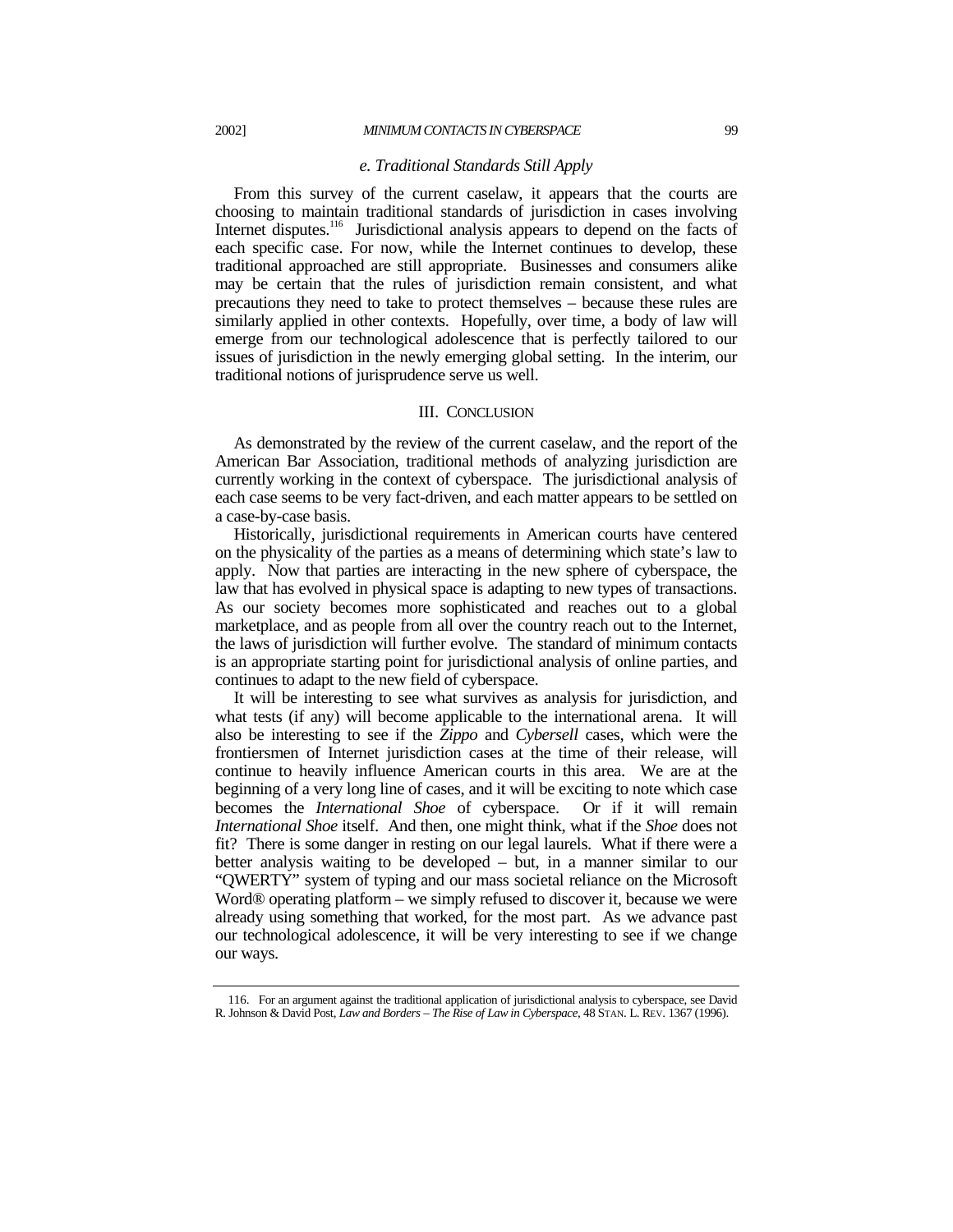#### *e. Traditional Standards Still Apply*

From this survey of the current caselaw, it appears that the courts are choosing to maintain traditional standards of jurisdiction in cases involving Internet disputes.[116] Jurisdictional analysis appears to depend on the facts of each specific case. For now, while the Internet continues to develop, these traditional approached are still appropriate. Businesses and consumers alike may be certain that the rules of jurisdiction remain consistent, and what precautions they need to take to protect themselves – because these rules are similarly applied in other contexts. Hopefully, over time, a body of law will emerge from our technological adolescence that is perfectly tailored to our issues of jurisdiction in the newly emerging global setting. In the interim, our traditional notions of jurisprudence serve us well.

## III. CONCLUSION

As demonstrated by the review of the current caselaw, and the report of the American Bar Association, traditional methods of analyzing jurisdiction are currently working in the context of cyberspace. The jurisdictional analysis of each case seems to be very fact-driven, and each matter appears to be settled on a case-by-case basis.

Historically, jurisdictional requirements in American courts have centered on the physicality of the parties as a means of determining which state's law to apply. Now that parties are interacting in the new sphere of cyberspace, the law that has evolved in physical space is adapting to new types of transactions. As our society becomes more sophisticated and reaches out to a global marketplace, and as people from all over the country reach out to the Internet, the laws of jurisdiction will further evolve. The standard of minimum contacts is an appropriate starting point for jurisdictional analysis of online parties, and continues to adapt to the new field of cyberspace.

It will be interesting to see what survives as analysis for jurisdiction, and what tests (if any) will become applicable to the international arena. It will also be interesting to see if the *Zippo* and *Cybersell* cases, which were the frontiersmen of Internet jurisdiction cases at the time of their release, will continue to heavily influence American courts in this area. We are at the beginning of a very long line of cases, and it will be exciting to note which case becomes the *International Shoe* of cyberspace. Or if it will remain *International Shoe* itself. And then, one might think, what if the *Shoe* does not fit? There is some danger in resting on our legal laurels. What if there were a better analysis waiting to be developed – but, in a manner similar to our "QWERTY" system of typing and our mass societal reliance on the Microsoft Word® operating platform – we simply refused to discover it, because we were already using something that worked, for the most part. As we advance past our technological adolescence, it will be very interesting to see if we change our ways.

---

116. For an argument against the traditional application of jurisdictional analysis to cyberspace, see David R. Johnson & David Post, *Law and Borders – The Rise of Law in Cyberspace*, 48 STAN. L. REV. 1367 (1996).